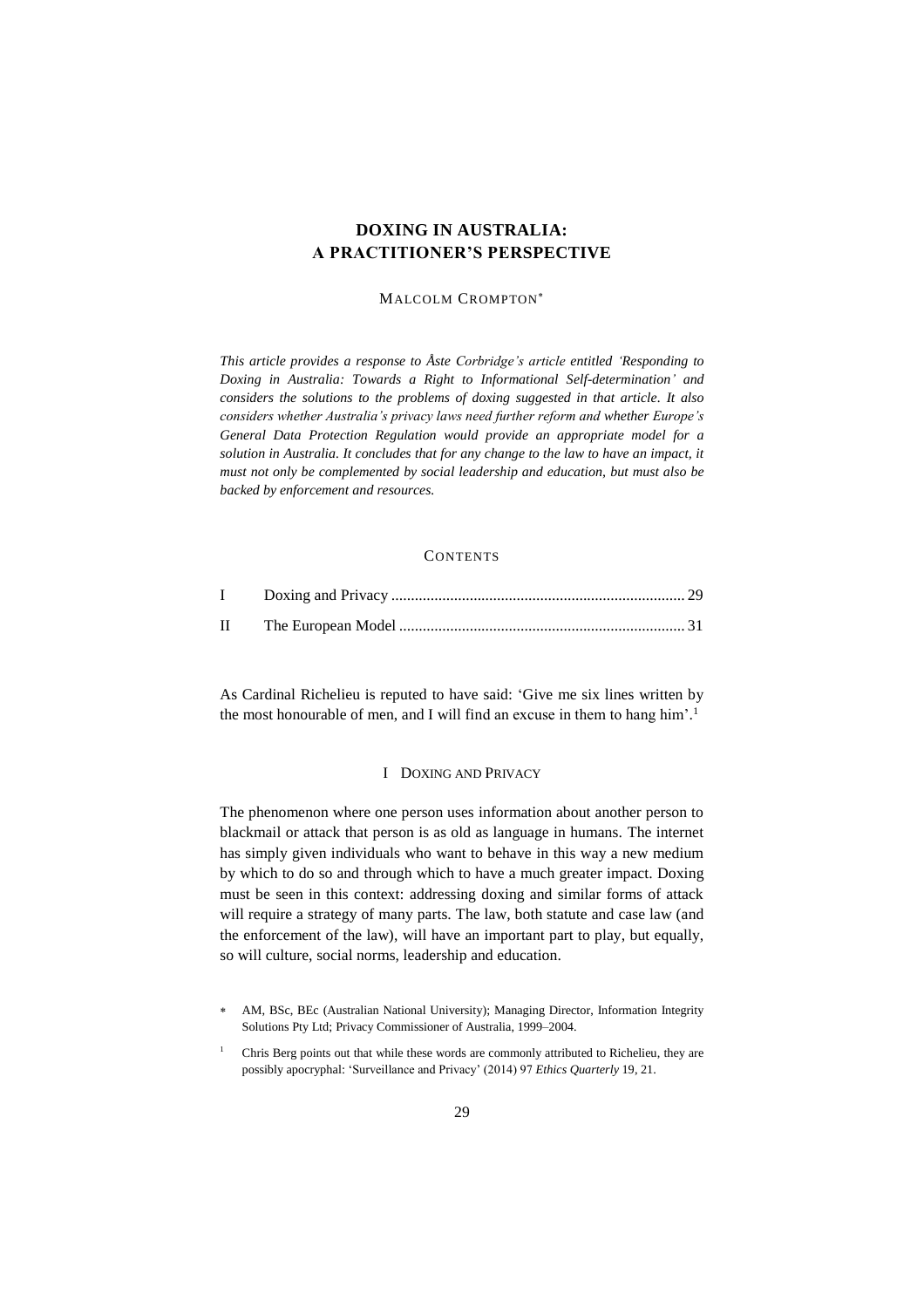# DOXING IN AUSTRALIA: A PRACTITIONER'S PERSPECTIVE

MALCOLM CROMPTON*

*This article provides a response to Åste Corbridge's article entitled 'Responding to Doxing in Australia: Towards a Right to Informational Self-determination' and considers the solutions to the problems of doxing suggested in that article. It also considers whether Australia's privacy laws need further reform and whether Europe's General Data Protection Regulation would provide an appropriate model for a solution in Australia. It concludes that for any change to the law to have an impact, it must not only be complemented by social leadership and education, but must also be backed by enforcement and resources.*

CONTENTS

| | | |
|---|---|---|
| I | Doxing and Privacy | 29 |
| II | The European Model | 31 |

As Cardinal Richelieu is reputed to have said: 'Give me six lines written by the most honourable of men, and I will find an excuse in them to hang him'.[1]

## I DOXING AND PRIVACY

The phenomenon where one person uses information about another person to blackmail or attack that person is as old as language in humans. The internet has simply given individuals who want to behave in this way a new medium by which to do so and through which to have a much greater impact. Doxing must be seen in this context: addressing doxing and similar forms of attack will require a strategy of many parts. The law, both statute and case law (and the enforcement of the law), will have an important part to play, but equally, so will culture, social norms, leadership and education.

\* AM, BSc, BEc (Australian National University); Managing Director, Information Integrity Solutions Pty Ltd; Privacy Commissioner of Australia, 1999–2004.

[1] Chris Berg points out that while these words are commonly attributed to Richelieu, they are possibly apocryphal: 'Surveillance and Privacy' (2014) 97 *Ethics Quarterly* 19, 21.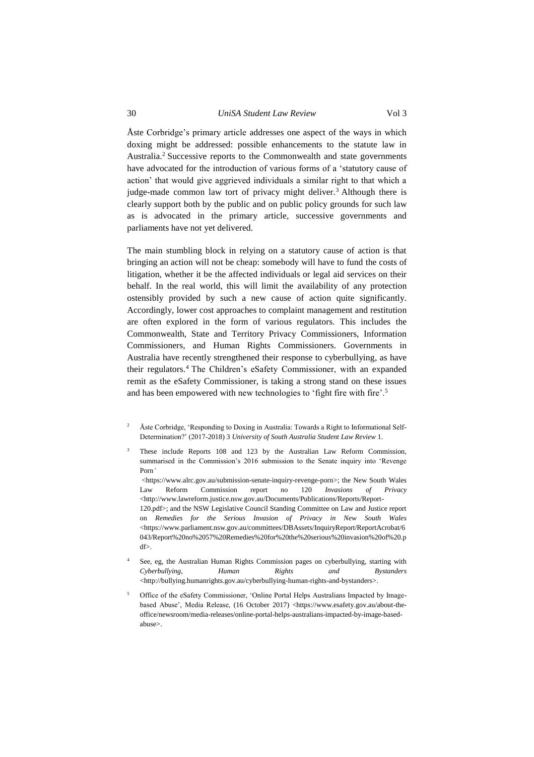Åste Corbridge's primary article addresses one aspect of the ways in which doxing might be addressed: possible enhancements to the statute law in Australia.[2] Successive reports to the Commonwealth and state governments have advocated for the introduction of various forms of a 'statutory cause of action' that would give aggrieved individuals a similar right to that which a judge-made common law tort of privacy might deliver.[3] Although there is clearly support both by the public and on public policy grounds for such law as is advocated in the primary article, successive governments and parliaments have not yet delivered.

The main stumbling block in relying on a statutory cause of action is that bringing an action will not be cheap: somebody will have to fund the costs of litigation, whether it be the affected individuals or legal aid services on their behalf. In the real world, this will limit the availability of any protection ostensibly provided by such a new cause of action quite significantly. Accordingly, lower cost approaches to complaint management and restitution are often explored in the form of various regulators. This includes the Commonwealth, State and Territory Privacy Commissioners, Information Commissioners, and Human Rights Commissioners. Governments in Australia have recently strengthened their response to cyberbullying, as have their regulators.[4] The Children's eSafety Commissioner, with an expanded remit as the eSafety Commissioner, is taking a strong stand on these issues and has been empowered with new technologies to 'fight fire with fire'.[5]

[2] Åste Corbridge, 'Responding to Doxing in Australia: Towards a Right to Informational Self-Determination?' (2017-2018) 3 *University of South Australia Student Law Review* 1.

[3] These include Reports 108 and 123 by the Australian Law Reform Commission, summarised in the Commission's 2016 submission to the Senate inquiry into 'Revenge Porn' <https://www.alrc.gov.au/submission-senate-inquiry-revenge-porn>; the New South Wales Law Reform Commission report no 120 *Invasions of Privacy* <http://www.lawreform.justice.nsw.gov.au/Documents/Publications/Reports/Report-120.pdf>; and the NSW Legislative Council Standing Committee on Law and Justice report on *Remedies for the Serious Invasion of Privacy in New South Wales* <https://www.parliament.nsw.gov.au/committees/DBAssets/InquiryReport/ReportAcrobat/6043/Report%20no%2057%20Remedies%20for%20the%20serious%20invasion%20of%20.pdf>.

[4] See, eg, the Australian Human Rights Commission pages on cyberbullying, starting with *Cyberbullying, Human Rights and Bystanders* <http://bullying.humanrights.gov.au/cyberbullying-human-rights-and-bystanders>.

[5] Office of the eSafety Commissioner, 'Online Portal Helps Australians Impacted by Image-based Abuse', Media Release, (16 October 2017) <https://www.esafety.gov.au/about-the-office/newsroom/media-releases/online-portal-helps-australians-impacted-by-image-based-abuse>.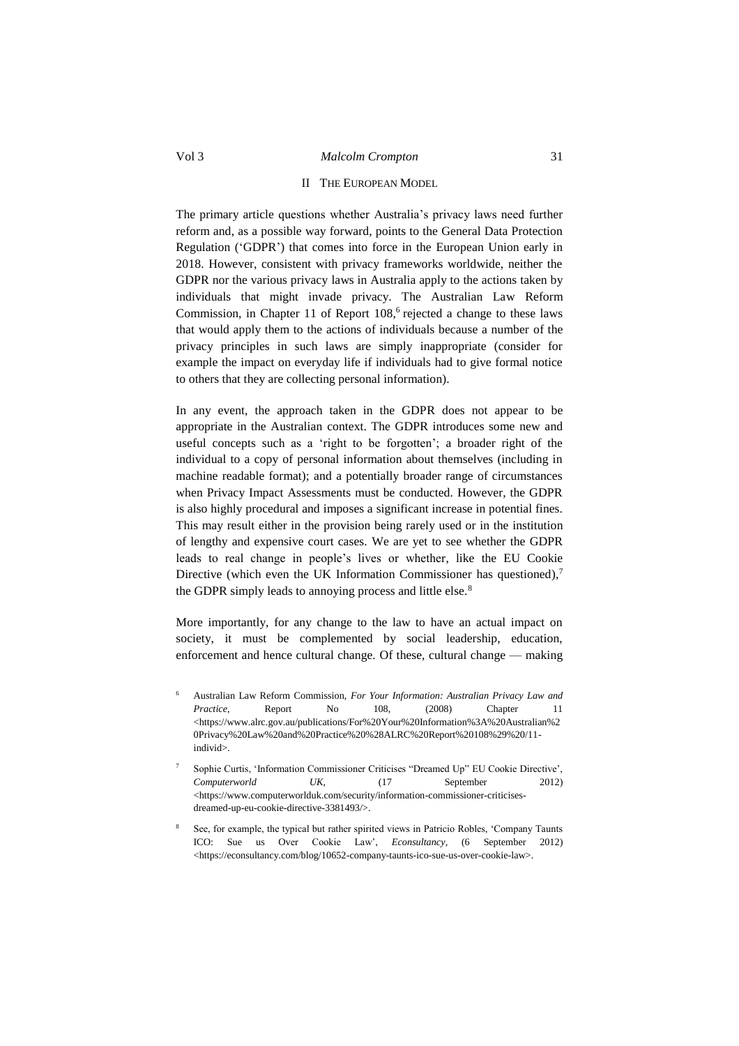## II The European Model

The primary article questions whether Australia's privacy laws need further reform and, as a possible way forward, points to the General Data Protection Regulation ('GDPR') that comes into force in the European Union early in 2018. However, consistent with privacy frameworks worldwide, neither the GDPR nor the various privacy laws in Australia apply to the actions taken by individuals that might invade privacy. The Australian Law Reform Commission, in Chapter 11 of Report 108,[6] rejected a change to these laws that would apply them to the actions of individuals because a number of the privacy principles in such laws are simply inappropriate (consider for example the impact on everyday life if individuals had to give formal notice to others that they are collecting personal information).

In any event, the approach taken in the GDPR does not appear to be appropriate in the Australian context. The GDPR introduces some new and useful concepts such as a 'right to be forgotten'; a broader right of the individual to a copy of personal information about themselves (including in machine readable format); and a potentially broader range of circumstances when Privacy Impact Assessments must be conducted. However, the GDPR is also highly procedural and imposes a significant increase in potential fines. This may result either in the provision being rarely used or in the institution of lengthy and expensive court cases. We are yet to see whether the GDPR leads to real change in people's lives or whether, like the EU Cookie Directive (which even the UK Information Commissioner has questioned),[7] the GDPR simply leads to annoying process and little else.[8]

More importantly, for any change to the law to have an actual impact on society, it must be complemented by social leadership, education, enforcement and hence cultural change. Of these, cultural change — making

---

[6] Australian Law Reform Commission, *For Your Information: Australian Privacy Law and Practice*, Report No 108, (2008) Chapter 11 <https://www.alrc.gov.au/publications/For%20Your%20Information%3A%20Australian%20Privacy%20Law%20and%20Practice%20%28ALRC%20Report%20108%29%20/11-individ>.

[7] Sophie Curtis, 'Information Commissioner Criticises "Dreamed Up" EU Cookie Directive', *Computerworld UK*, (17 September 2012) <https://www.computerworlduk.com/security/information-commissioner-criticises-dreamed-up-eu-cookie-directive-3381493/>.

[8] See, for example, the typical but rather spirited views in Patricio Robles, 'Company Taunts ICO: Sue us Over Cookie Law', *Econsultancy*, (6 September 2012) <https://econsultancy.com/blog/10652-company-taunts-ico-sue-us-over-cookie-law>.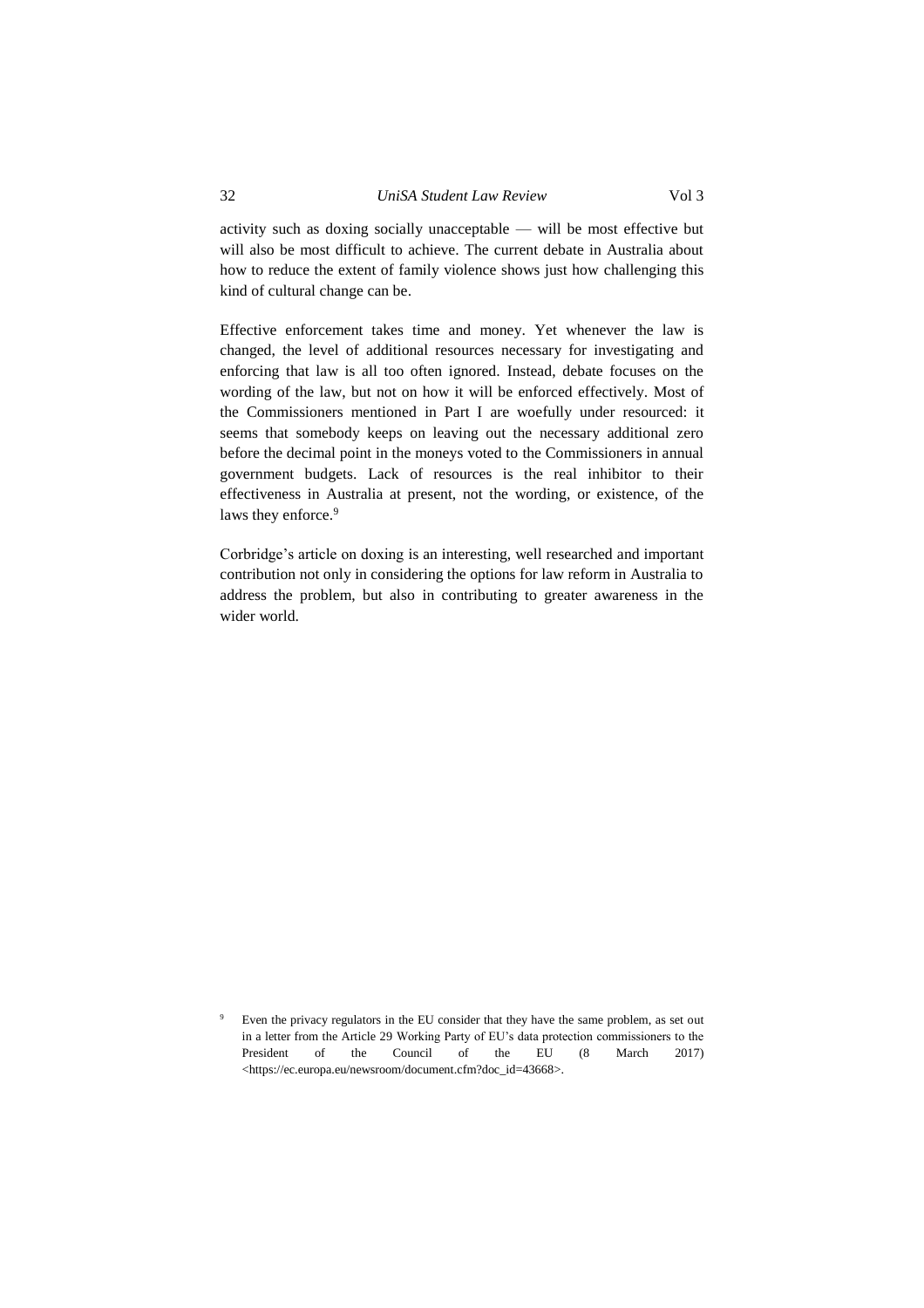activity such as doxing socially unacceptable — will be most effective but will also be most difficult to achieve. The current debate in Australia about how to reduce the extent of family violence shows just how challenging this kind of cultural change can be.

Effective enforcement takes time and money. Yet whenever the law is changed, the level of additional resources necessary for investigating and enforcing that law is all too often ignored. Instead, debate focuses on the wording of the law, but not on how it will be enforced effectively. Most of the Commissioners mentioned in Part I are woefully under resourced: it seems that somebody keeps on leaving out the necessary additional zero before the decimal point in the moneys voted to the Commissioners in annual government budgets. Lack of resources is the real inhibitor to their effectiveness in Australia at present, not the wording, or existence, of the laws they enforce.[9]

Corbridge's article on doxing is an interesting, well researched and important contribution not only in considering the options for law reform in Australia to address the problem, but also in contributing to greater awareness in the wider world.

[9] Even the privacy regulators in the EU consider that they have the same problem, as set out in a letter from the Article 29 Working Party of EU's data protection commissioners to the President of the Council of the EU (8 March 2017) <https://ec.europa.eu/newsroom/document.cfm?doc_id=43668>.